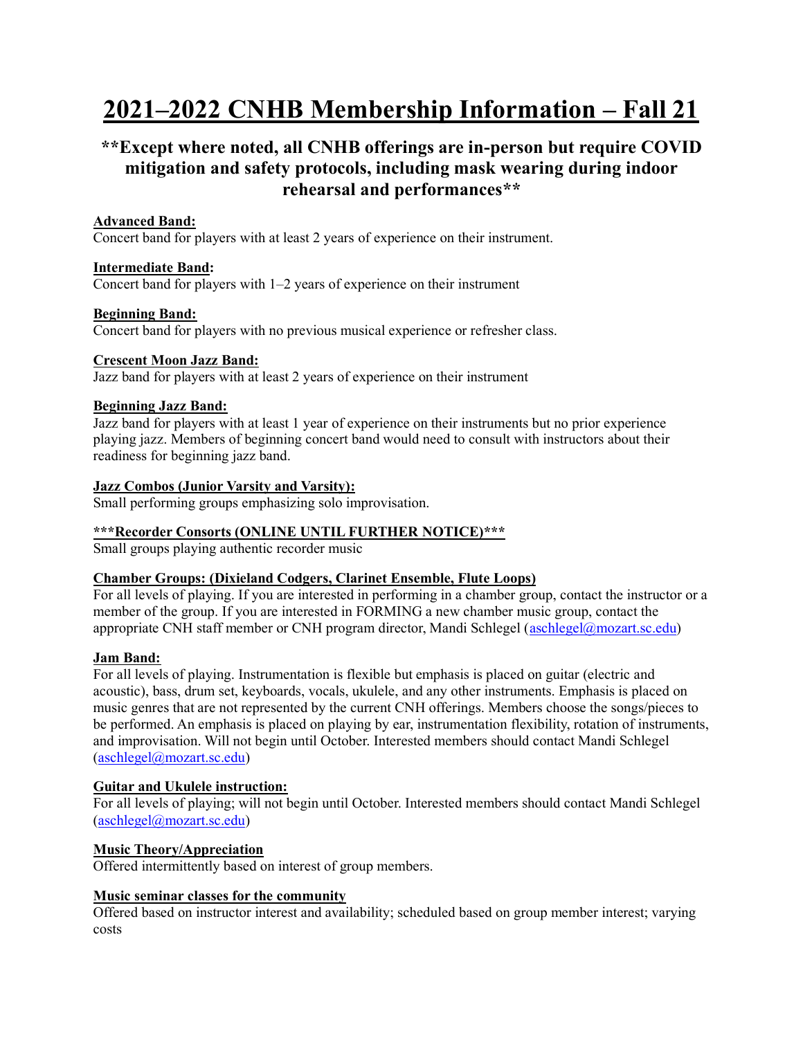# 2021–2022 CNHB Membership Information – Fall 21

## **Except where noted, all CNHB offerings are in-person but require COVID mitigation and safety protocols, including mask wearing during indoor rehearsal and performances**

**Advanced Band:**
Concert band for players with at least 2 years of experience on their instrument.

**Intermediate Band:**
Concert band for players with 1–2 years of experience on their instrument

**Beginning Band:**
Concert band for players with no previous musical experience or refresher class.

**Crescent Moon Jazz Band:**
Jazz band for players with at least 2 years of experience on their instrument

**Beginning Jazz Band:**
Jazz band for players with at least 1 year of experience on their instruments but no prior experience playing jazz. Members of beginning concert band would need to consult with instructors about their readiness for beginning jazz band.

**Jazz Combos (Junior Varsity and Varsity):**
Small performing groups emphasizing solo improvisation.

**\*\*\*Recorder Consorts (ONLINE UNTIL FURTHER NOTICE)\*\*\***
Small groups playing authentic recorder music

**Chamber Groups: (Dixieland Codgers, Clarinet Ensemble, Flute Loops)**
For all levels of playing. If you are interested in performing in a chamber group, contact the instructor or a member of the group. If you are interested in FORMING a new chamber music group, contact the appropriate CNH staff member or CNH program director, Mandi Schlegel (aschlegel@mozart.sc.edu)

**Jam Band:**
For all levels of playing. Instrumentation is flexible but emphasis is placed on guitar (electric and acoustic), bass, drum set, keyboards, vocals, ukulele, and any other instruments. Emphasis is placed on music genres that are not represented by the current CNH offerings. Members choose the songs/pieces to be performed. An emphasis is placed on playing by ear, instrumentation flexibility, rotation of instruments, and improvisation. Will not begin until October. Interested members should contact Mandi Schlegel (aschlegel@mozart.sc.edu)

**Guitar and Ukulele instruction:**
For all levels of playing; will not begin until October. Interested members should contact Mandi Schlegel (aschlegel@mozart.sc.edu)

**Music Theory/Appreciation**
Offered intermittently based on interest of group members.

**Music seminar classes for the community**
Offered based on instructor interest and availability; scheduled based on group member interest; varying costs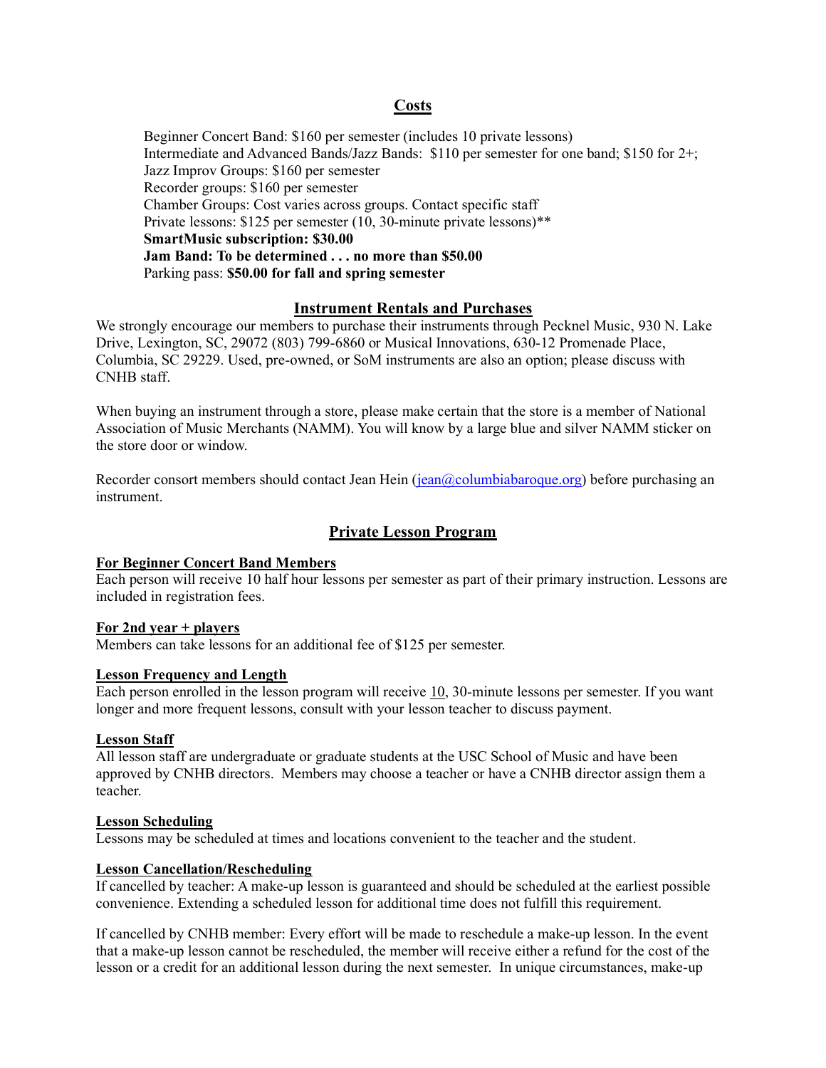## Costs

Beginner Concert Band: $160 per semester (includes 10 private lessons)
Intermediate and Advanced Bands/Jazz Bands: $110 per semester for one band; $150 for 2+;
Jazz Improv Groups: $160 per semester
Recorder groups: $160 per semester
Chamber Groups: Cost varies across groups. Contact specific staff
Private lessons: $125 per semester (10, 30-minute private lessons)**
**SmartMusic subscription: $30.00**
**Jam Band: To be determined . . . no more than $50.00**
Parking pass: **$50.00 for fall and spring semester**

## Instrument Rentals and Purchases

We strongly encourage our members to purchase their instruments through Pecknel Music, 930 N. Lake Drive, Lexington, SC, 29072 (803) 799-6860 or Musical Innovations, 630-12 Promenade Place, Columbia, SC 29229. Used, pre-owned, or SoM instruments are also an option; please discuss with CNHB staff.

When buying an instrument through a store, please make certain that the store is a member of National Association of Music Merchants (NAMM). You will know by a large blue and silver NAMM sticker on the store door or window.

Recorder consort members should contact Jean Hein (jean@columbiabaroque.org) before purchasing an instrument.

## Private Lesson Program

### For Beginner Concert Band Members

Each person will receive 10 half hour lessons per semester as part of their primary instruction. Lessons are included in registration fees.

### For 2nd year + players

Members can take lessons for an additional fee of $125 per semester.

### Lesson Frequency and Length

Each person enrolled in the lesson program will receive 10, 30-minute lessons per semester. If you want longer and more frequent lessons, consult with your lesson teacher to discuss payment.

### Lesson Staff

All lesson staff are undergraduate or graduate students at the USC School of Music and have been approved by CNHB directors. Members may choose a teacher or have a CNHB director assign them a teacher.

### Lesson Scheduling

Lessons may be scheduled at times and locations convenient to the teacher and the student.

### Lesson Cancellation/Rescheduling

If cancelled by teacher: A make-up lesson is guaranteed and should be scheduled at the earliest possible convenience. Extending a scheduled lesson for additional time does not fulfill this requirement.

If cancelled by CNHB member: Every effort will be made to reschedule a make-up lesson. In the event that a make-up lesson cannot be rescheduled, the member will receive either a refund for the cost of the lesson or a credit for an additional lesson during the next semester. In unique circumstances, make-up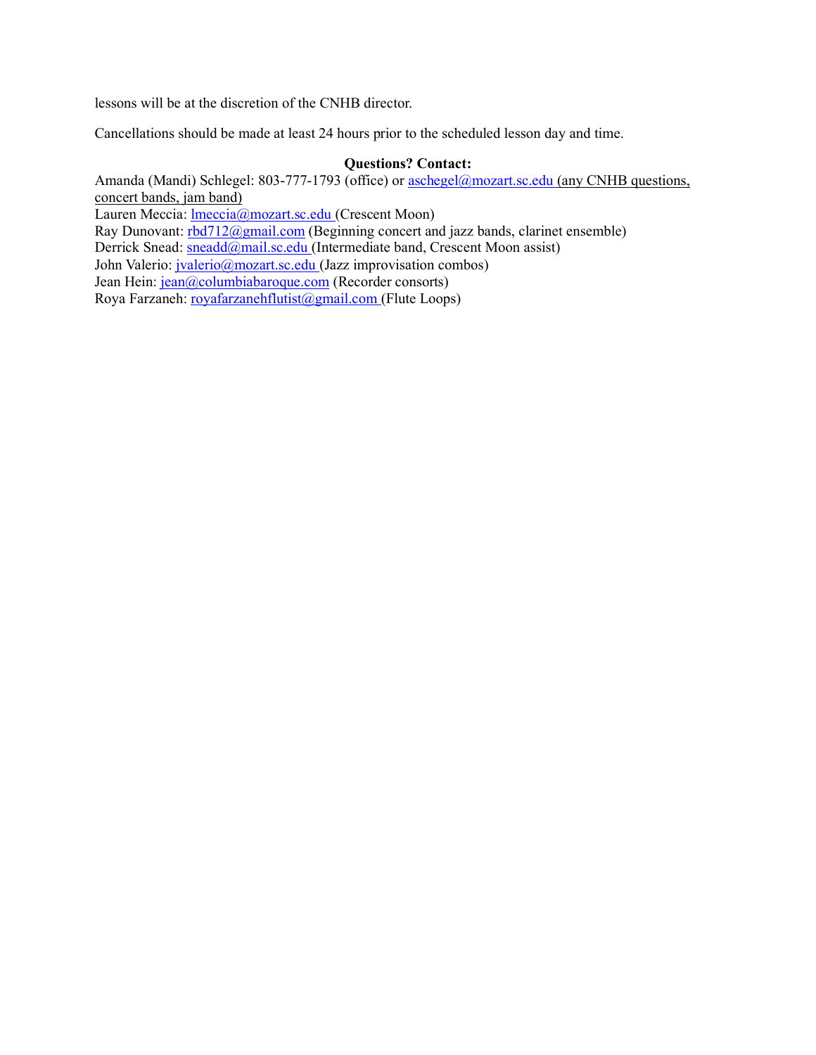lessons will be at the discretion of the CNHB director.

Cancellations should be made at least 24 hours prior to the scheduled lesson day and time.

**Questions? Contact:**

Amanda (Mandi) Schlegel: 803-777-1793 (office) or aschegel@mozart.sc.edu (any CNHB questions, concert bands, jam band)
Lauren Meccia: lmeccia@mozart.sc.edu (Crescent Moon)
Ray Dunovant: rbd712@gmail.com (Beginning concert and jazz bands, clarinet ensemble)
Derrick Snead: sneadd@mail.sc.edu (Intermediate band, Crescent Moon assist)
John Valerio: jvalerio@mozart.sc.edu (Jazz improvisation combos)
Jean Hein: jean@columbiabaroque.com (Recorder consorts)
Roya Farzaneh: royafarzanehflutist@gmail.com (Flute Loops)